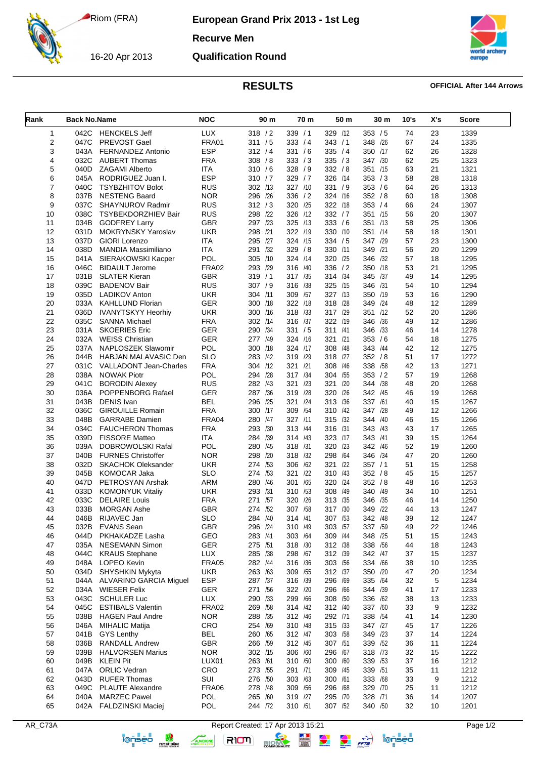Riom (FRA)

16-20 Apr 2013

# European Grand Prix 2013 - 1st Leg

## Recurve Men

## Qualification Round

## RESULTS

**OFFICIAL After 144 Arrows**

| Rank | Back No. | Name | NOC | 90 m | 70 m | 50 m | 30 m | 10's | X's | Score |
|---|---|---|---|---|---|---|---|---|---|---|
| 1 | 042C | HENCKELS Jeff | LUX | 318 / 2 | 339 / 1 | 329 /12 | 353 / 5 | 74 | 23 | 1339 |
| 2 | 047C | PREVOST Gael | FRA01 | 311 / 5 | 333 / 4 | 343 / 1 | 348 /26 | 67 | 24 | 1335 |
| 3 | 043A | FERNANDEZ Antonio | ESP | 312 / 4 | 331 / 6 | 335 / 4 | 350 /17 | 62 | 26 | 1328 |
| 4 | 032C | AUBERT Thomas | FRA | 308 / 8 | 333 / 3 | 335 / 3 | 347 /30 | 62 | 25 | 1323 |
| 5 | 040D | ZAGAMI Alberto | ITA | 310 / 6 | 328 / 9 | 332 / 8 | 351 /15 | 63 | 21 | 1321 |
| 6 | 045A | RODRIGUEZ Juan I. | ESP | 310 / 7 | 329 / 7 | 326 /14 | 353 / 3 | 58 | 28 | 1318 |
| 7 | 040C | TSYBZHITOV Bolot | RUS | 302 /13 | 327 /10 | 331 / 9 | 353 / 6 | 64 | 26 | 1313 |
| 8 | 037B | NESTENG Baard | NOR | 296 /26 | 336 / 2 | 324 /16 | 352 / 8 | 60 | 18 | 1308 |
| 9 | 037C | SHAYNUROV Radmir | RUS | 312 / 3 | 320 /25 | 322 /18 | 353 / 4 | 66 | 24 | 1307 |
| 10 | 038C | TSYBEKDORZHIEV Bair | RUS | 298 /22 | 326 /12 | 332 / 7 | 351 /15 | 56 | 20 | 1307 |
| 11 | 034B | GODFREY Larry | GBR | 297 /23 | 325 /13 | 333 / 6 | 351 /13 | 58 | 25 | 1306 |
| 12 | 031D | MOKRYNSKY Yaroslav | UKR | 298 /21 | 322 /19 | 330 /10 | 351 /14 | 58 | 18 | 1301 |
| 13 | 037D | GIORI Lorenzo | ITA | 295 /27 | 324 /15 | 334 / 5 | 347 /29 | 57 | 23 | 1300 |
| 14 | 038D | MANDIA Massimiliano | ITA | 291 /32 | 329 / 8 | 330 /11 | 349 /21 | 56 | 20 | 1299 |
| 15 | 041A | SIERAKOWSKI Kacper | POL | 305 /10 | 324 /14 | 320 /25 | 346 /32 | 57 | 18 | 1295 |
| 16 | 046C | BIDAULT Jerome | FRA02 | 293 /29 | 316 /40 | 336 / 2 | 350 /18 | 53 | 21 | 1295 |
| 17 | 031B | SLATER Kieran | GBR | 319 / 1 | 317 /35 | 314 /34 | 345 /37 | 49 | 14 | 1295 |
| 18 | 039C | BADENOV Bair | RUS | 307 / 9 | 316 /38 | 325 /15 | 346 /31 | 54 | 10 | 1294 |
| 19 | 035D | LADIKOV Anton | UKR | 304 /11 | 309 /57 | 327 /13 | 350 /19 | 53 | 16 | 1290 |
| 20 | 033A | KAHLLUND Florian | GER | 300 /18 | 322 /18 | 318 /28 | 349 /24 | 48 | 12 | 1289 |
| 21 | 036D | IVANYTSKYY Heorhiy | UKR | 300 /16 | 318 /33 | 317 /29 | 351 /12 | 52 | 20 | 1286 |
| 22 | 035C | SANNA Michael | FRA | 302 /14 | 316 /37 | 322 /19 | 346 /36 | 49 | 12 | 1286 |
| 23 | 031A | SKOERIES Eric | GER | 290 /34 | 331 / 5 | 311 /41 | 346 /33 | 46 | 14 | 1278 |
| 24 | 032A | WEISS Christian | GER | 277 /49 | 324 /16 | 321 /21 | 353 / 6 | 54 | 18 | 1275 |
| 25 | 037A | NAPLOSZEK Slawomir | POL | 300 /18 | 324 /17 | 308 /48 | 343 /44 | 42 | 12 | 1275 |
| 26 | 044B | HABJAN MALAVASIC Den | SLO | 283 /42 | 319 /29 | 318 /27 | 352 / 8 | 51 | 17 | 1272 |
| 27 | 031C | VALLADONT Jean-Charles | FRA | 304 /12 | 321 /21 | 308 /46 | 338 /58 | 42 | 13 | 1271 |
| 28 | 038A | NOWAK Piotr | POL | 294 /28 | 317 /34 | 304 /55 | 353 / 2 | 57 | 19 | 1268 |
| 29 | 041C | BORODIN Alexey | RUS | 282 /43 | 321 /23 | 321 /20 | 344 /38 | 48 | 20 | 1268 |
| 30 | 036A | POPPENBORG Rafael | GER | 287 /36 | 319 /28 | 320 /26 | 342 /45 | 46 | 19 | 1268 |
| 31 | 043B | DENIS Ivan | BEL | 296 /25 | 321 /24 | 313 /36 | 337 /61 | 40 | 15 | 1267 |
| 32 | 036C | GIROUILLE Romain | FRA | 300 /17 | 309 /54 | 310 /42 | 347 /28 | 49 | 12 | 1266 |
| 33 | 048B | GARRABE Damien | FRA04 | 280 /47 | 327 /11 | 315 /32 | 344 /40 | 46 | 15 | 1266 |
| 34 | 034C | FAUCHERON Thomas | FRA | 293 /30 | 313 /44 | 316 /31 | 343 /43 | 43 | 17 | 1265 |
| 35 | 039D | FISSORE Matteo | ITA | 284 /39 | 314 /43 | 323 /17 | 343 /41 | 39 | 15 | 1264 |
| 36 | 039A | DOBROWOLSKI Rafal | POL | 280 /45 | 318 /31 | 320 /23 | 342 /46 | 52 | 19 | 1260 |
| 37 | 040B | FURNES Christoffer | NOR | 298 /20 | 318 /32 | 298 /64 | 346 /34 | 47 | 20 | 1260 |
| 38 | 032D | SKACHOK Oleksander | UKR | 274 /53 | 306 /62 | 321 /22 | 357 / 1 | 51 | 15 | 1258 |
| 39 | 045B | KOMOCAR Jaka | SLO | 274 /53 | 321 /22 | 310 /43 | 352 / 8 | 45 | 15 | 1257 |
| 40 | 047D | PETROSYAN Arshak | ARM | 280 /46 | 301 /65 | 320 /24 | 352 / 8 | 48 | 16 | 1253 |
| 41 | 033D | KOMONYUK Vitaliy | UKR | 293 /31 | 310 /53 | 308 /49 | 340 /49 | 34 | 10 | 1251 |
| 42 | 033C | DELAIRE Louis | FRA | 271 /57 | 320 /26 | 313 /35 | 346 /35 | 46 | 14 | 1250 |
| 43 | 033B | MORGAN Ashe | GBR | 274 /52 | 307 /58 | 317 /30 | 349 /22 | 44 | 13 | 1247 |
| 44 | 046B | RIJAVEC Jan | SLO | 284 /40 | 314 /41 | 307 /53 | 342 /48 | 39 | 12 | 1247 |
| 45 | 032B | EVANS Sean | GBR | 296 /24 | 310 /49 | 303 /57 | 337 /59 | 49 | 22 | 1246 |
| 46 | 044D | PKHAKADZE Lasha | GEO | 283 /41 | 303 /64 | 309 /44 | 348 /25 | 51 | 15 | 1243 |
| 47 | 035A | NESEMANN Simon | GER | 275 /51 | 318 /30 | 312 /38 | 338 /56 | 44 | 18 | 1243 |
| 48 | 044C | KRAUS Stephane | LUX | 285 /38 | 298 /67 | 312 /39 | 342 /47 | 37 | 15 | 1237 |
| 49 | 048A | LOPEO Kevin | FRA05 | 282 /44 | 316 /36 | 303 /56 | 334 /66 | 38 | 10 | 1235 |
| 50 | 034D | SHYSHKIN Mykyta | UKR | 263 /63 | 309 /55 | 312 /37 | 350 /20 | 47 | 20 | 1234 |
| 51 | 044A | ALVARINO GARCIA Miguel | ESP | 287 /37 | 316 /39 | 296 /69 | 335 /64 | 32 | 5 | 1234 |
| 52 | 034A | WIESER Felix | GER | 271 /56 | 322 /20 | 296 /66 | 344 /39 | 41 | 17 | 1233 |
| 53 | 043C | SCHULER Luc | LUX | 290 /33 | 299 /66 | 308 /50 | 336 /62 | 38 | 13 | 1233 |
| 54 | 045C | ESTIBALS Valentin | FRA02 | 269 /58 | 314 /42 | 312 /40 | 337 /60 | 33 | 9 | 1232 |
| 55 | 038B | HAGEN Paul Andre | NOR | 288 /35 | 312 /46 | 292 /71 | 338 /54 | 41 | 14 | 1230 |
| 56 | 046A | MIHALIC Matija | CRO | 254 /69 | 310 /48 | 315 /33 | 347 /27 | 45 | 17 | 1226 |
| 57 | 041B | GYS Lenthy | BEL | 260 /65 | 312 /47 | 303 /58 | 349 /23 | 37 | 14 | 1224 |
| 58 | 036B | RANDALL Andrew | GBR | 266 /59 | 312 /45 | 307 /51 | 339 /52 | 36 | 11 | 1224 |
| 59 | 039B | HALVORSEN Marius | NOR | 302 /15 | 306 /60 | 296 /67 | 318 /73 | 32 | 15 | 1222 |
| 60 | 049B | KLEIN Pit | LUX01 | 263 /61 | 310 /50 | 300 /60 | 339 /53 | 37 | 16 | 1212 |
| 61 | 047A | ORLIC Vedran | CRO | 273 /55 | 291 /71 | 309 /45 | 339 /51 | 35 | 11 | 1212 |
| 62 | 043D | RUFER Thomas | SUI | 276 /50 | 303 /63 | 300 /61 | 333 /68 | 33 | 9 | 1212 |
| 63 | 049C | PLAUTE Alexandre | FRA06 | 278 /48 | 309 /56 | 296 /68 | 329 /70 | 25 | 11 | 1212 |
| 64 | 040A | MARZEC Pawel | POL | 265 /60 | 319 /27 | 295 /70 | 328 /71 | 36 | 14 | 1207 |
| 65 | 042A | FALDZINSKI Maciej | POL | 244 /72 | 310 /51 | 307 /52 | 340 /50 | 32 | 10 | 1201 |

AR_C73A    Report Created: 17 Apr 2013 15:21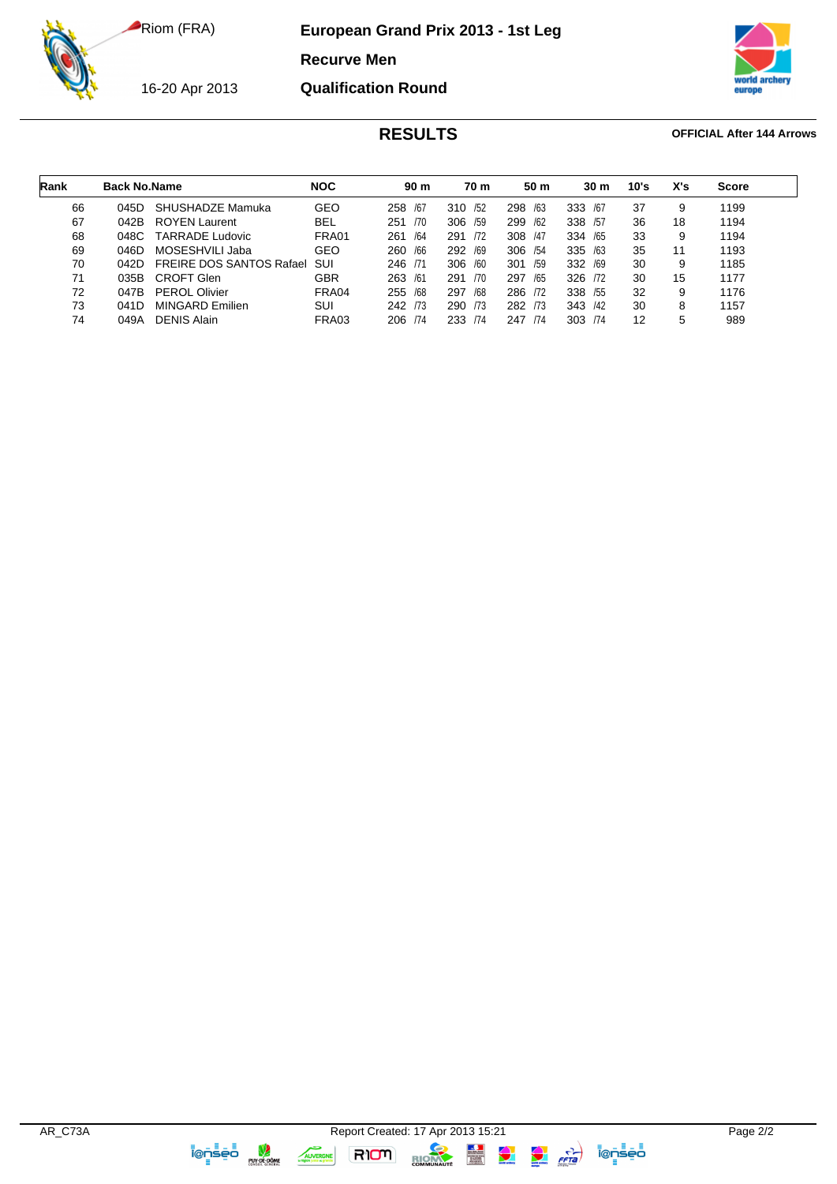Riom (FRA)

16-20 Apr 2013

**European Grand Prix 2013 - 1st Leg**

**Recurve Men**

**Qualification Round**

## RESULTS

**OFFICIAL After 144 Arrows**

| Rank | Back No. | Name | NOC | 90 m | 70 m | 50 m | 30 m | 10's | X's | Score |
|---|---|---|---|---|---|---|---|---|---|---|
| 66 | 045D | SHUSHADZE Mamuka | GEO | 258 /67 | 310 /52 | 298 /63 | 333 /67 | 37 | 9 | 1199 |
| 67 | 042B | ROYEN Laurent | BEL | 251 /70 | 306 /59 | 299 /62 | 338 /57 | 36 | 18 | 1194 |
| 68 | 048C | TARRADE Ludovic | FRA01 | 261 /64 | 291 /72 | 308 /47 | 334 /65 | 33 | 9 | 1194 |
| 69 | 046D | MOSESHVILI Jaba | GEO | 260 /66 | 292 /69 | 306 /54 | 335 /63 | 35 | 11 | 1193 |
| 70 | 042D | FREIRE DOS SANTOS Rafael | SUI | 246 /71 | 306 /60 | 301 /59 | 332 /69 | 30 | 9 | 1185 |
| 71 | 035B | CROFT Glen | GBR | 263 /61 | 291 /70 | 297 /65 | 326 /72 | 30 | 15 | 1177 |
| 72 | 047B | PEROL Olivier | FRA04 | 255 /68 | 297 /68 | 286 /72 | 338 /55 | 32 | 9 | 1176 |
| 73 | 041D | MINGARD Emilien | SUI | 242 /73 | 290 /73 | 282 /73 | 343 /42 | 30 | 8 | 1157 |
| 74 | 049A | DENIS Alain | FRA03 | 206 /74 | 233 /74 | 247 /74 | 303 /74 | 12 | 5 | 989 |

AR_C73A Report Created: 17 Apr 2013 15:21